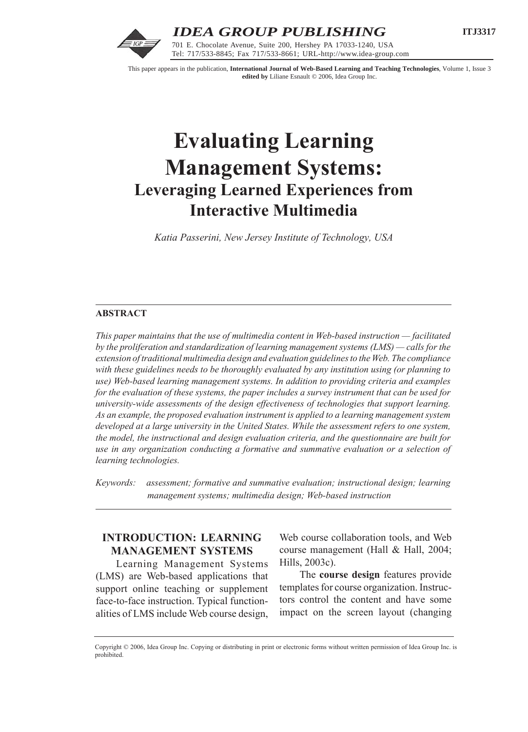This paper appears in the publication, **International Journal of Web-Based Learning and Teaching Technologies**, Volume 1, Issue 3 **edited by** Liliane Esnault © 2006, Idea Group Inc.

# Evaluating Learning Management Systems: Leveraging Learned Experiences from Interactive Multimedia

*Katia Passerini, New Jersey Institute of Technology, USA*

## ABSTRACT

*This paper maintains that the use of multimedia content in Web-based instruction — facilitated by the proliferation and standardization of learning management systems (LMS) — calls for the extension of traditional multimedia design and evaluation guidelines to the Web. The compliance with these guidelines needs to be thoroughly evaluated by any institution using (or planning to use) Web-based learning management systems. In addition to providing criteria and examples for the evaluation of these systems, the paper includes a survey instrument that can be used for university-wide assessments of the design effectiveness of technologies that support learning. As an example, the proposed evaluation instrument is applied to a learning management system developed at a large university in the United States. While the assessment refers to one system, the model, the instructional and design evaluation criteria, and the questionnaire are built for use in any organization conducting a formative and summative evaluation or a selection of learning technologies.*

*Keywords: assessment; formative and summative evaluation; instructional design; learning management systems; multimedia design; Web-based instruction*

## INTRODUCTION: LEARNING MANAGEMENT SYSTEMS

Learning Management Systems (LMS) are Web-based applications that support online teaching or supplement face-to-face instruction. Typical functionalities of LMS include Web course design, Web course collaboration tools, and Web course management (Hall & Hall, 2004; Hills, 2003c).

The **course design** features provide templates for course organization. Instructors control the content and have some impact on the screen layout (changing

Copyright © 2006, Idea Group Inc. Copying or distributing in print or electronic forms without written permission of Idea Group Inc. is prohibited.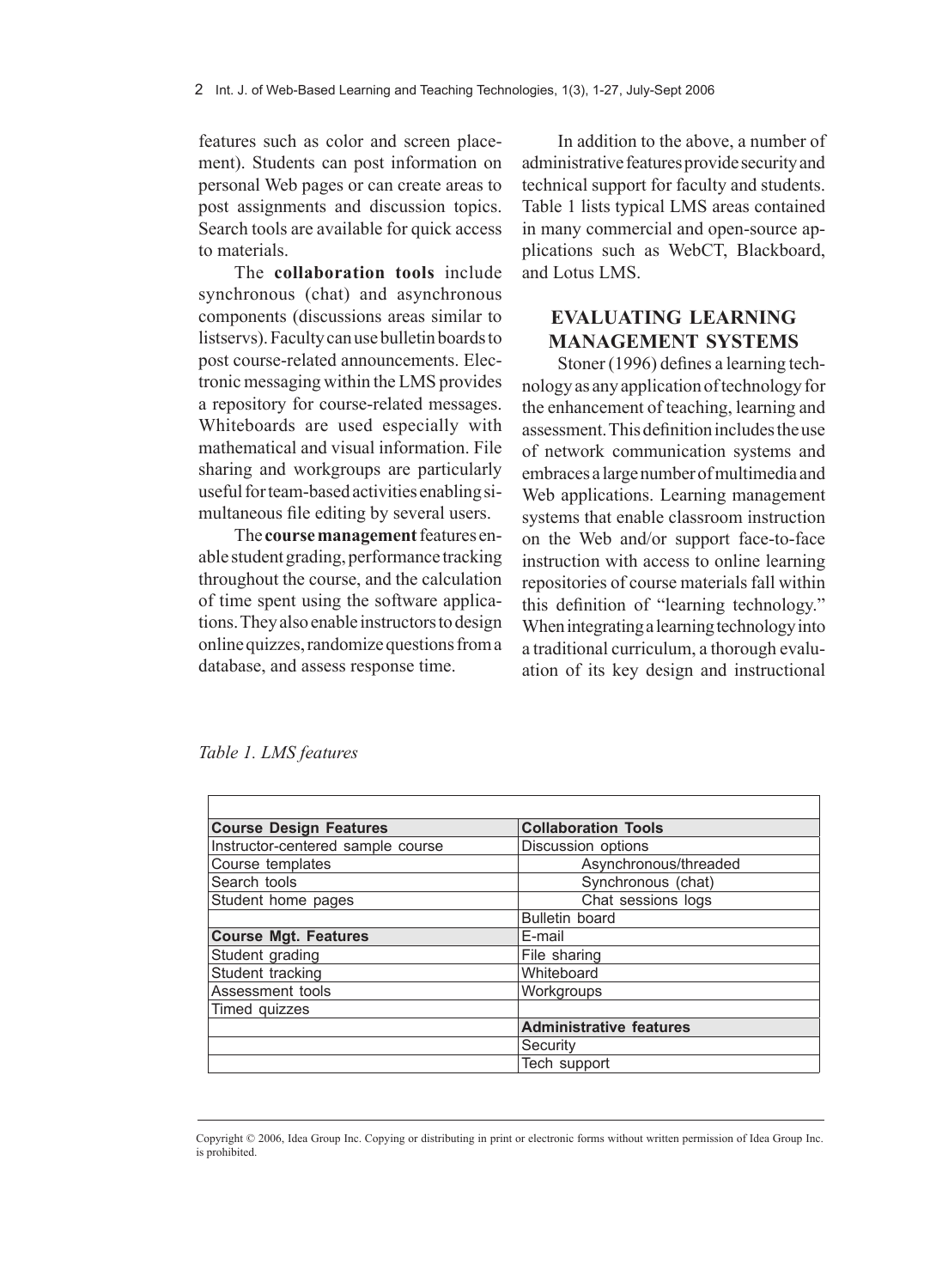features such as color and screen placement). Students can post information on personal Web pages or can create areas to post assignments and discussion topics. Search tools are available for quick access to materials.

The **collaboration tools** include synchronous (chat) and asynchronous components (discussions areas similar to listservs). Faculty can use bulletin boards to post course-related announcements. Electronic messaging within the LMS provides a repository for course-related messages. Whiteboards are used especially with mathematical and visual information. File sharing and workgroups are particularly useful for team-based activities enabling simultaneous file editing by several users.

The **course management** features enable student grading, performance tracking throughout the course, and the calculation of time spent using the software applications. They also enable instructors to design online quizzes, randomize questions from a database, and assess response time.

In addition to the above, a number of administrative features provide security and technical support for faculty and students. Table 1 lists typical LMS areas contained in many commercial and open-source applications such as WebCT, Blackboard, and Lotus LMS.

## EVALUATING LEARNING MANAGEMENT SYSTEMS

Stoner (1996) defines a learning technology as any application of technology for the enhancement of teaching, learning and assessment. This definition includes the use of network communication systems and embraces a large number of multimedia and Web applications. Learning management systems that enable classroom instruction on the Web and/or support face-to-face instruction with access to online learning repositories of course materials fall within this definition of "learning technology." When integrating a learning technology into a traditional curriculum, a thorough evaluation of its key design and instructional

*Table 1. LMS features*

| | |
|---|---|
| **Course Design Features** | **Collaboration Tools** |
| Instructor-centered sample course | Discussion options |
| Course templates | Asynchronous/threaded |
| Search tools | Synchronous (chat) |
| Student home pages | Chat sessions logs |
| | Bulletin board |
| **Course Mgt. Features** | E-mail |
| Student grading | File sharing |
| Student tracking | Whiteboard |
| Assessment tools | Workgroups |
| Timed quizzes | |
| | **Administrative features** |
| | Security |
| | Tech support |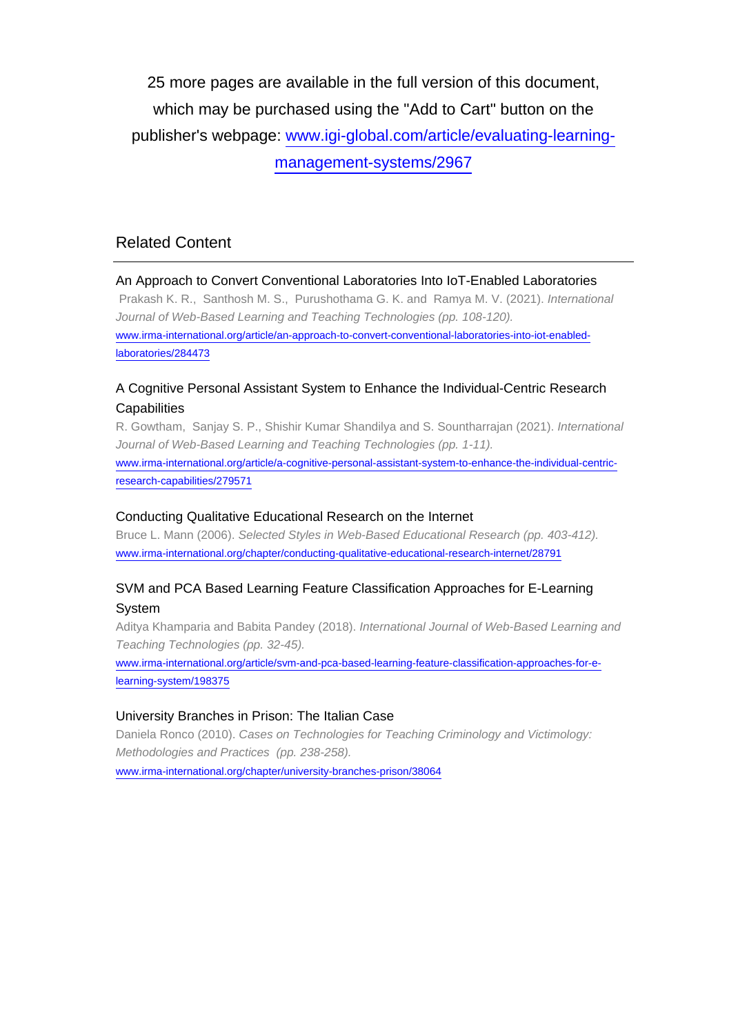25 more pages are available in the full version of this document, which may be purchased using the "Add to Cart" button on the publisher's webpage: [www.igi-global.com/article/evaluating-learning-management-systems/2967](www.igi-global.com/article/evaluating-learning-management-systems/2967)

## Related Content

**An Approach to Convert Conventional Laboratories Into IoT-Enabled Laboratories**
Prakash K. R., Santhosh M. S., Purushothama G. K. and Ramya M. V. (2021). *International Journal of Web-Based Learning and Teaching Technologies (pp. 108-120).*
[www.irma-international.org/article/an-approach-to-convert-conventional-laboratories-into-iot-enabled-laboratories/284473](www.irma-international.org/article/an-approach-to-convert-conventional-laboratories-into-iot-enabled-laboratories/284473)

**A Cognitive Personal Assistant System to Enhance the Individual-Centric Research Capabilities**
R. Gowtham, Sanjay S. P., Shishir Kumar Shandilya and S. Sountharrajan (2021). *International Journal of Web-Based Learning and Teaching Technologies (pp. 1-11).*
[www.irma-international.org/article/a-cognitive-personal-assistant-system-to-enhance-the-individual-centric-research-capabilities/279571](www.irma-international.org/article/a-cognitive-personal-assistant-system-to-enhance-the-individual-centric-research-capabilities/279571)

**Conducting Qualitative Educational Research on the Internet**
Bruce L. Mann (2006). *Selected Styles in Web-Based Educational Research (pp. 403-412).*
[www.irma-international.org/chapter/conducting-qualitative-educational-research-internet/28791](www.irma-international.org/chapter/conducting-qualitative-educational-research-internet/28791)

**SVM and PCA Based Learning Feature Classification Approaches for E-Learning System**
Aditya Khamparia and Babita Pandey (2018). *International Journal of Web-Based Learning and Teaching Technologies (pp. 32-45).*
[www.irma-international.org/article/svm-and-pca-based-learning-feature-classification-approaches-for-e-learning-system/198375](www.irma-international.org/article/svm-and-pca-based-learning-feature-classification-approaches-for-e-learning-system/198375)

**University Branches in Prison: The Italian Case**
Daniela Ronco (2010). *Cases on Technologies for Teaching Criminology and Victimology: Methodologies and Practices (pp. 238-258).*
[www.irma-international.org/chapter/university-branches-prison/38064](www.irma-international.org/chapter/university-branches-prison/38064)